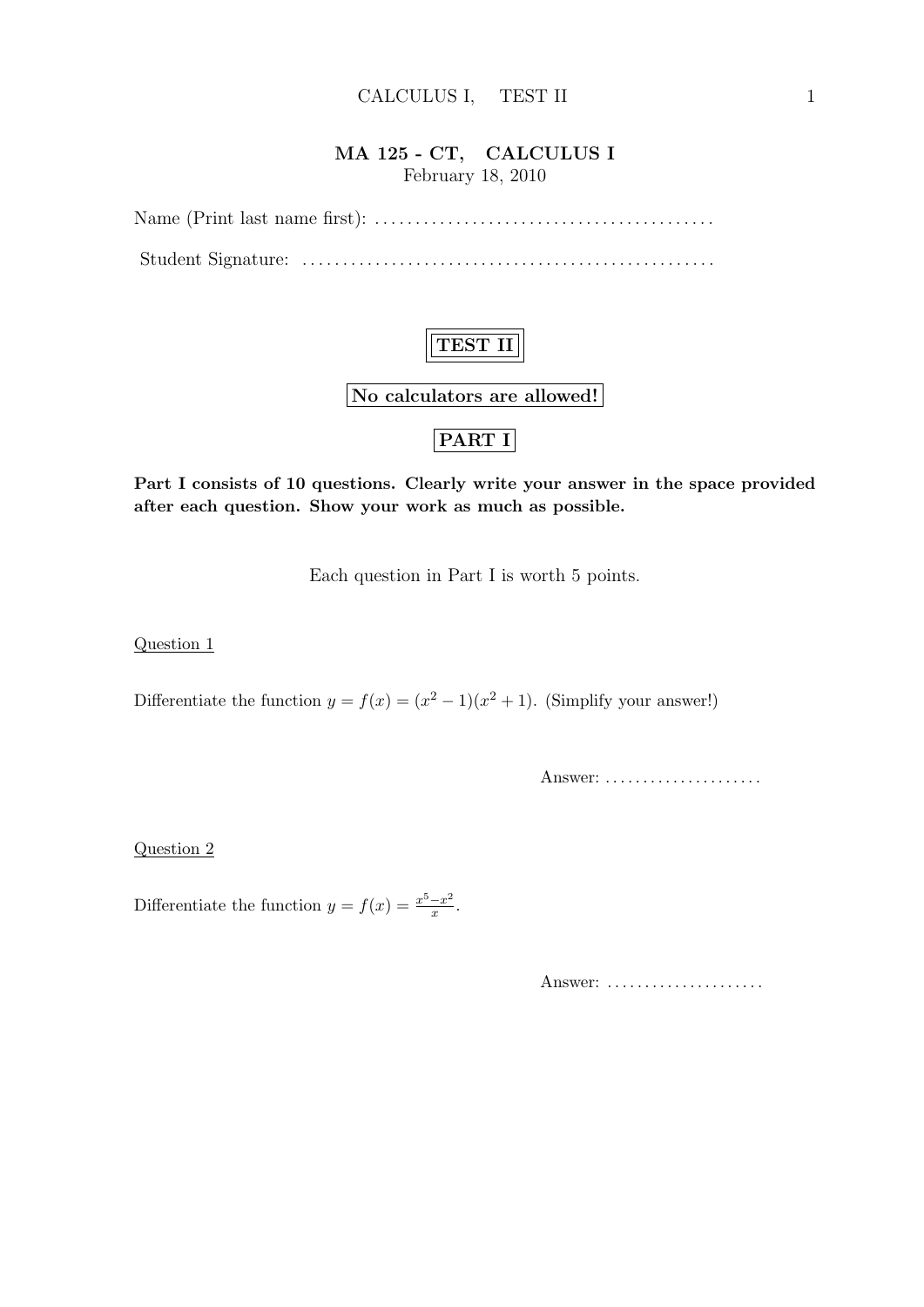**MA 125 - CT, CALCULUS I**

February 18, 2010

Name (Print last name first): ..........................................

Student Signature: ..................................................

**TEST II**

**No calculators are allowed!**

**PART I**

**Part I consists of 10 questions. Clearly write your answer in the space provided after each question. Show your work as much as possible.**

Each question in Part I is worth 5 points.

Question 1

Differentiate the function $y = f(x) = (x^2 - 1)(x^2 + 1)$. (Simplify your answer!)

Answer: .....................

Question 2

Differentiate the function $y = f(x) = \frac{x^5 - x^2}{x}$.

Answer: .....................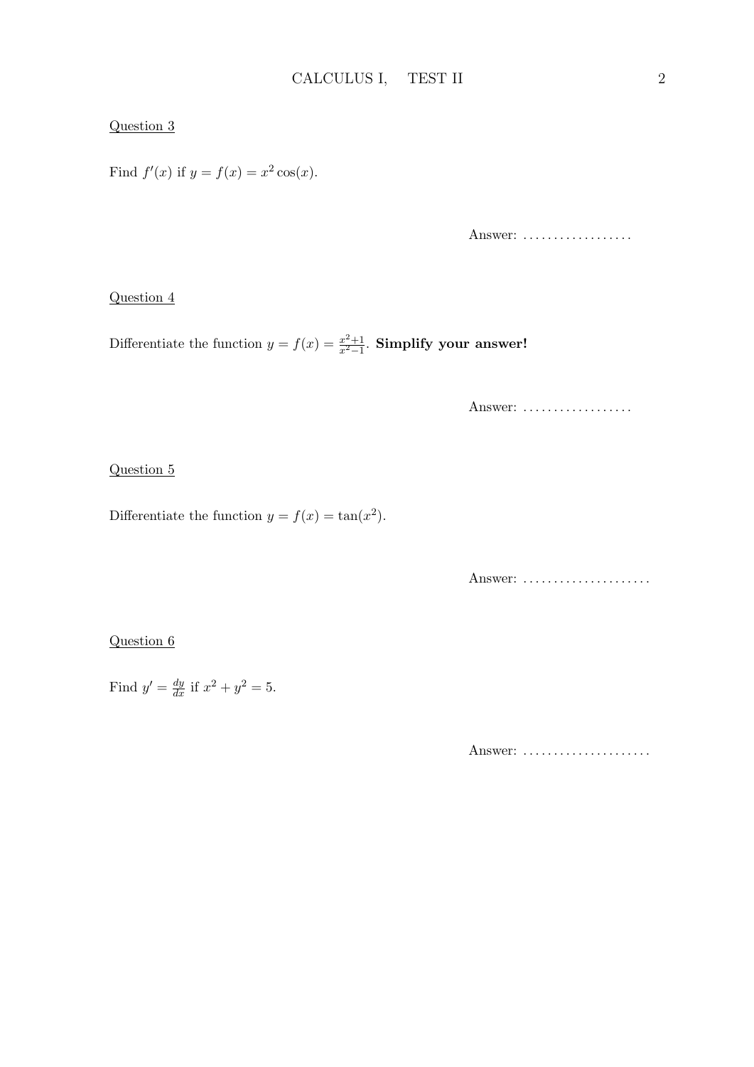Question 3

Find $f'(x)$ if $y = f(x) = x^2 \cos(x)$.

Answer: ..................

Question 4

Differentiate the function $y = f(x) = \frac{x^2+1}{x^2-1}$. **Simplify your answer!**

Answer: ..................

Question 5

Differentiate the function $y = f(x) = \tan(x^2)$.

Answer: .....................

Question 6

Find $y' = \frac{dy}{dx}$ if $x^2 + y^2 = 5$.

Answer: .....................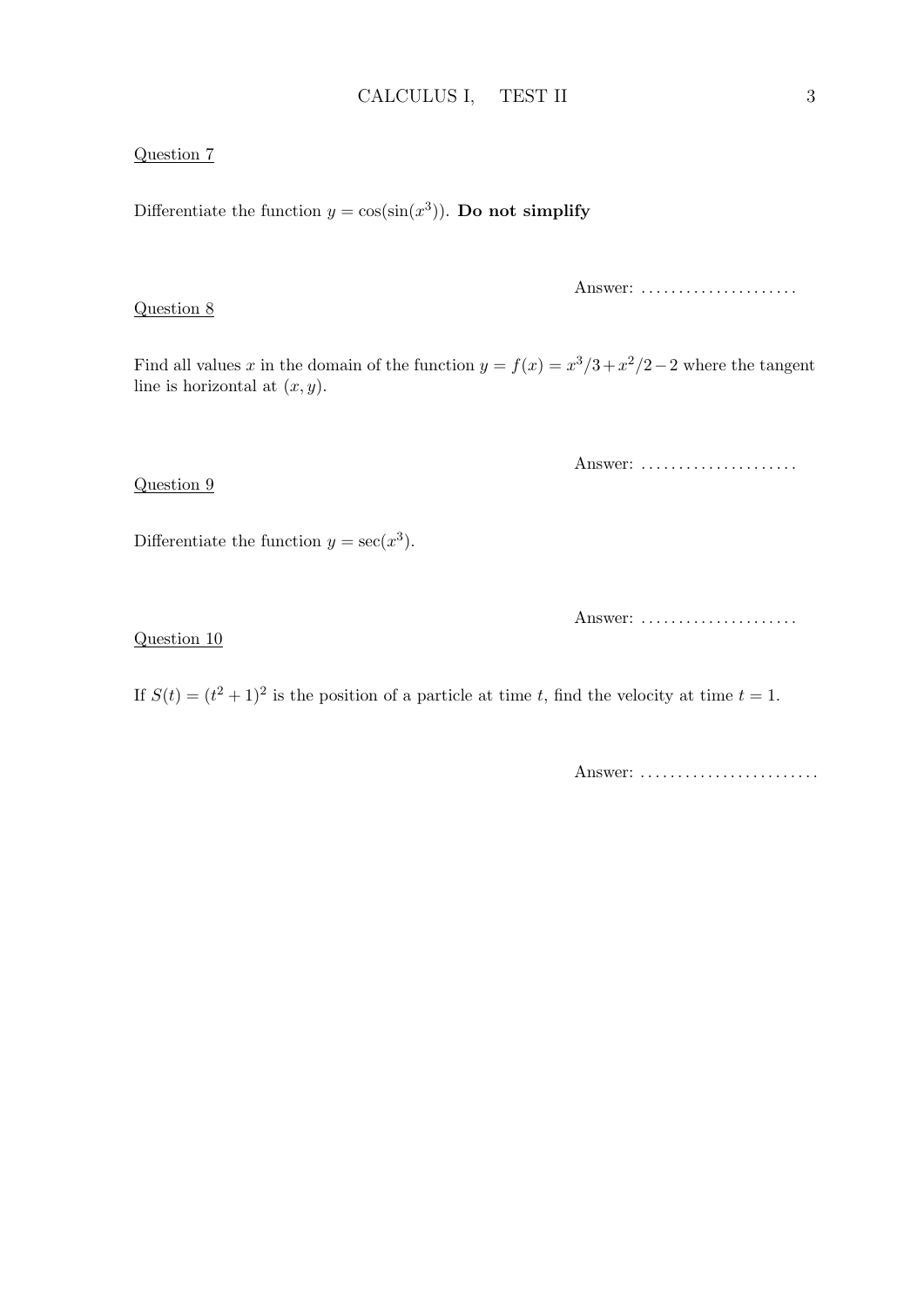Question 7

Differentiate the function $y = \cos(\sin(x^3))$. **Do not simplify**

Answer: .....................

Question 8

Find all values $x$ in the domain of the function $y = f(x) = x^3/3 + x^2/2 - 2$ where the tangent line is horizontal at $(x, y)$.

Answer: .....................

Question 9

Differentiate the function $y = \sec(x^3)$.

Answer: .....................

Question 10

If $S(t) = (t^2 + 1)^2$ is the position of a particle at time $t$, find the velocity at time $t = 1$.

Answer: ........................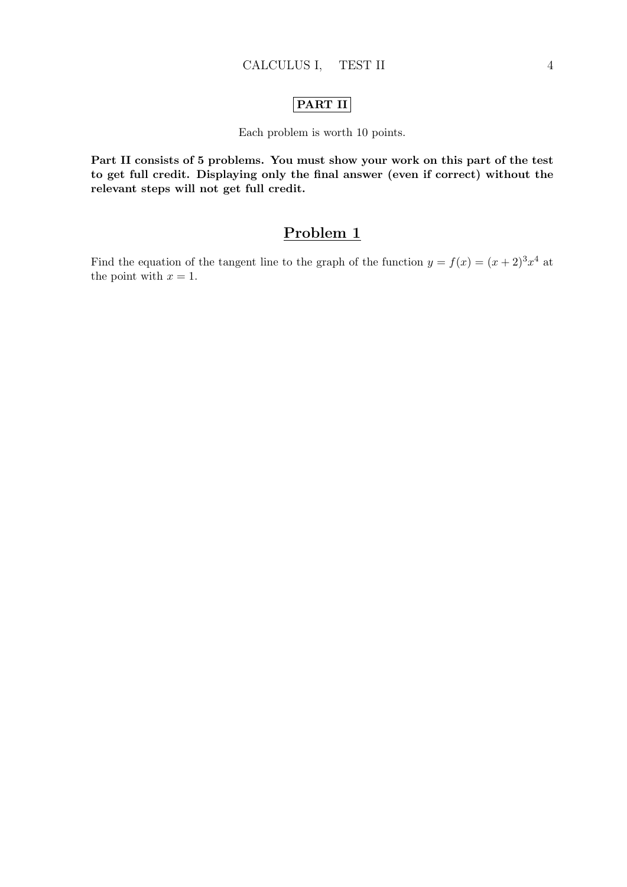## PART II

Each problem is worth 10 points.

**Part II consists of 5 problems. You must show your work on this part of the test to get full credit. Displaying only the final answer (even if correct) without the relevant steps will not get full credit.**

## Problem 1

Find the equation of the tangent line to the graph of the function $y = f(x) = (x+2)^3 x^4$ at the point with $x = 1$.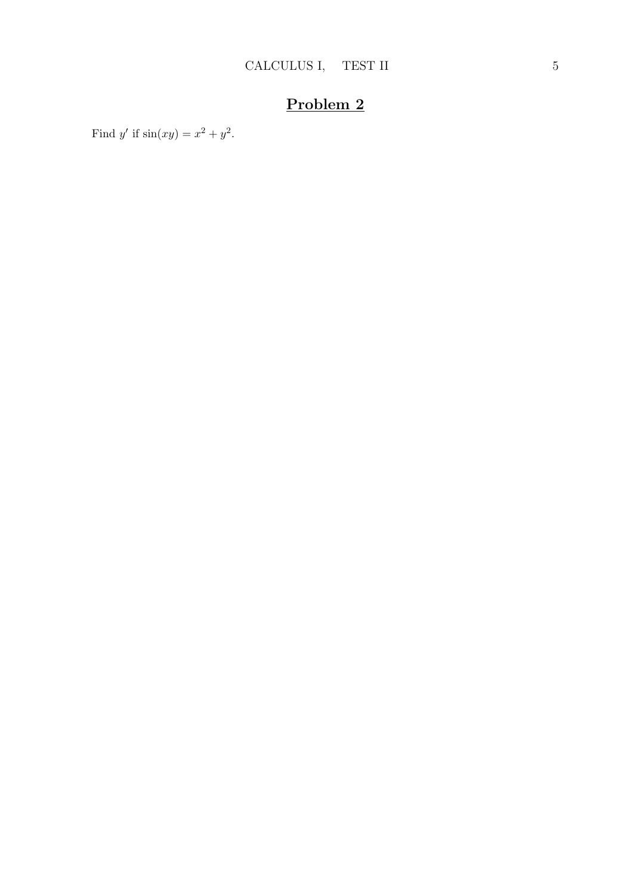## Problem 2

Find $y'$ if $\sin(xy) = x^2 + y^2$.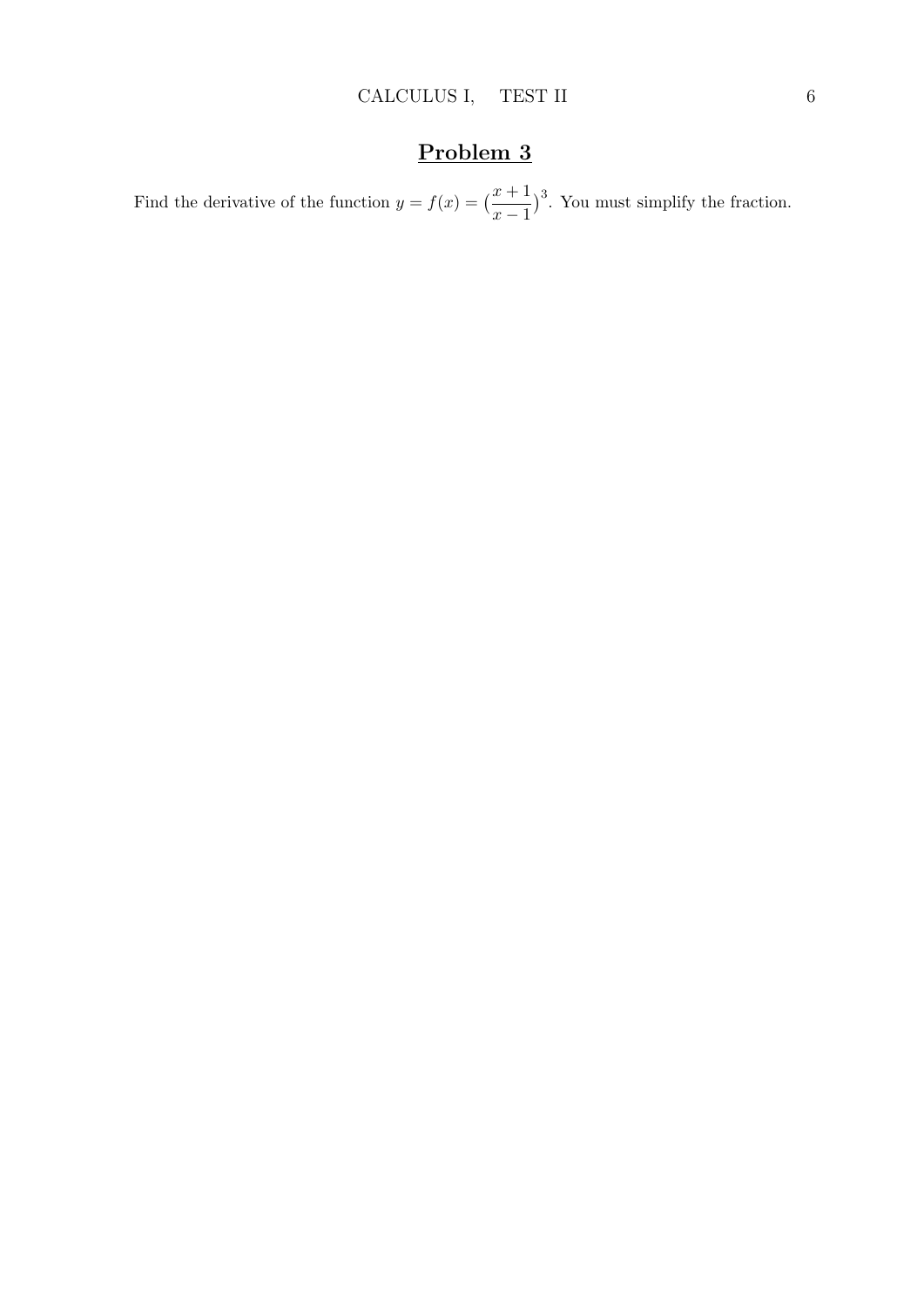# Problem 3

Find the derivative of the function $y = f(x) = \big(\dfrac{x+1}{x-1}\big)^3$. You must simplify the fraction.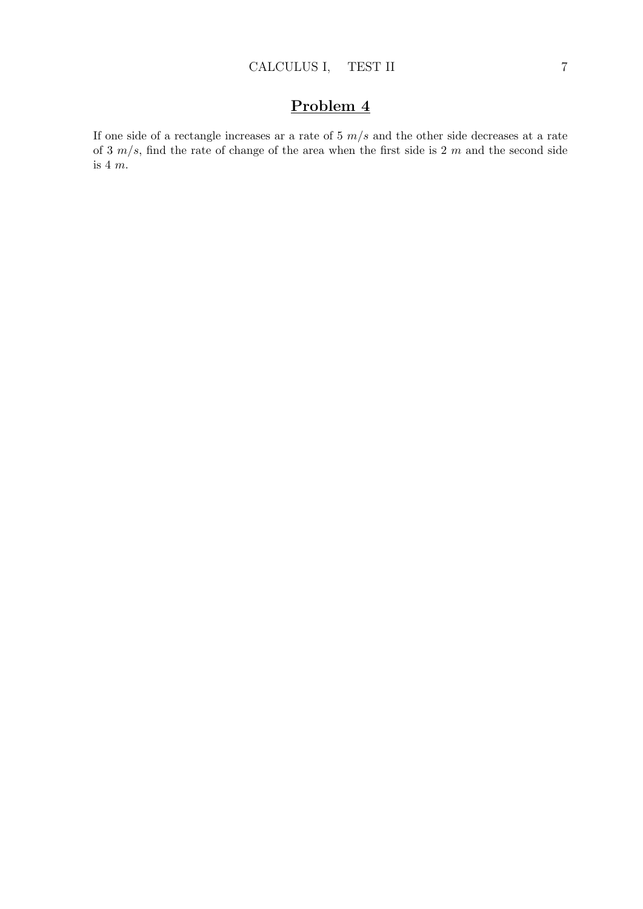## Problem 4

If one side of a rectangle increases ar a rate of 5 $m/s$ and the other side decreases at a rate of 3 $m/s$, find the rate of change of the area when the first side is 2 $m$ and the second side is 4 $m$.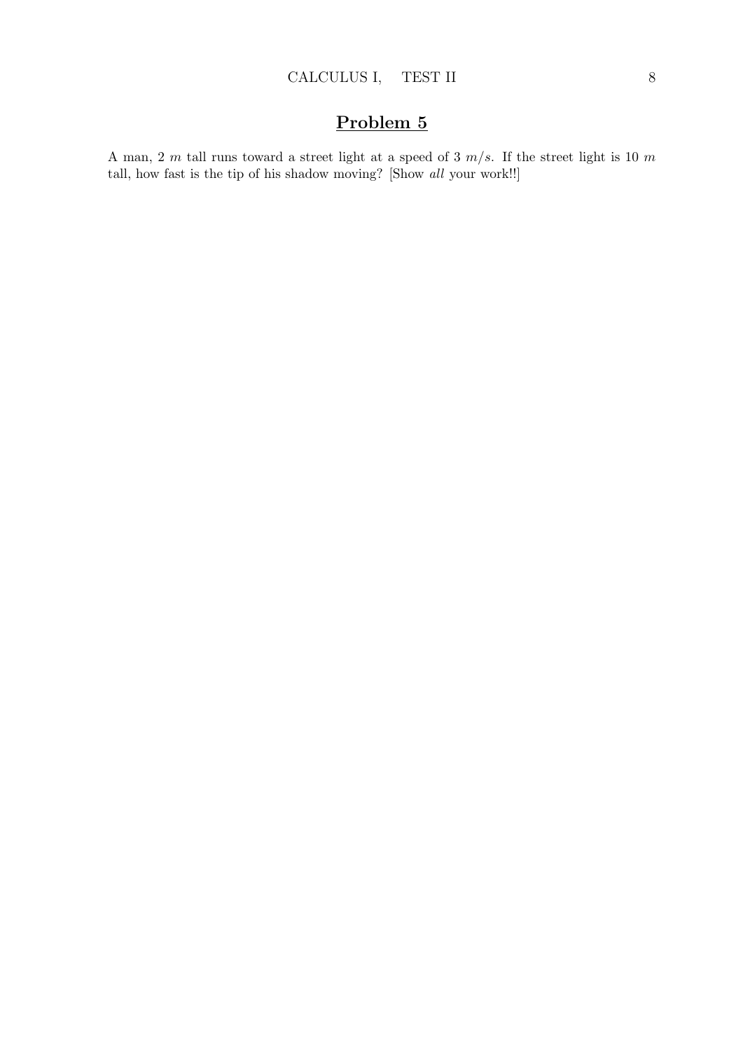## Problem 5

A man, 2 $m$ tall runs toward a street light at a speed of 3 $m/s$. If the street light is 10 $m$ tall, how fast is the tip of his shadow moving? [Show *all* your work!!]